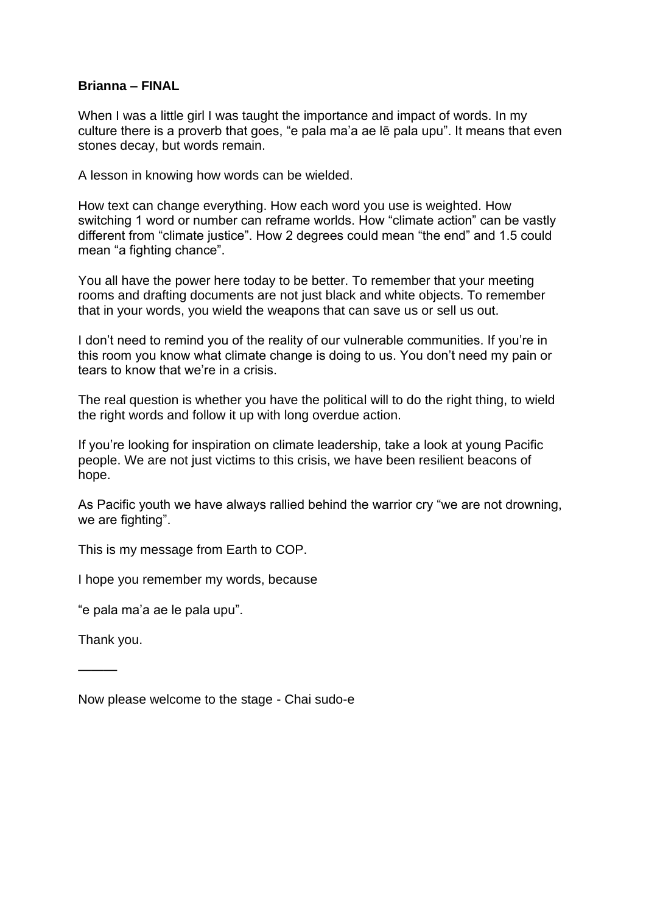**Brianna – FINAL**

When I was a little girl I was taught the importance and impact of words. In my culture there is a proverb that goes, “e pala ma’a ae lē pala upu”. It means that even stones decay, but words remain.

A lesson in knowing how words can be wielded.

How text can change everything. How each word you use is weighted. How switching 1 word or number can reframe worlds. How “climate action” can be vastly different from “climate justice”. How 2 degrees could mean “the end” and 1.5 could mean “a fighting chance”.

You all have the power here today to be better. To remember that your meeting rooms and drafting documents are not just black and white objects. To remember that in your words, you wield the weapons that can save us or sell us out.

I don’t need to remind you of the reality of our vulnerable communities. If you’re in this room you know what climate change is doing to us. You don’t need my pain or tears to know that we’re in a crisis.

The real question is whether you have the political will to do the right thing, to wield the right words and follow it up with long overdue action.

If you’re looking for inspiration on climate leadership, take a look at young Pacific people. We are not just victims to this crisis, we have been resilient beacons of hope.

As Pacific youth we have always rallied behind the warrior cry “we are not drowning, we are fighting”.

This is my message from Earth to COP.

I hope you remember my words, because

“e pala ma’a ae le pala upu”.

Thank you.

______

Now please welcome to the stage - Chai sudo-e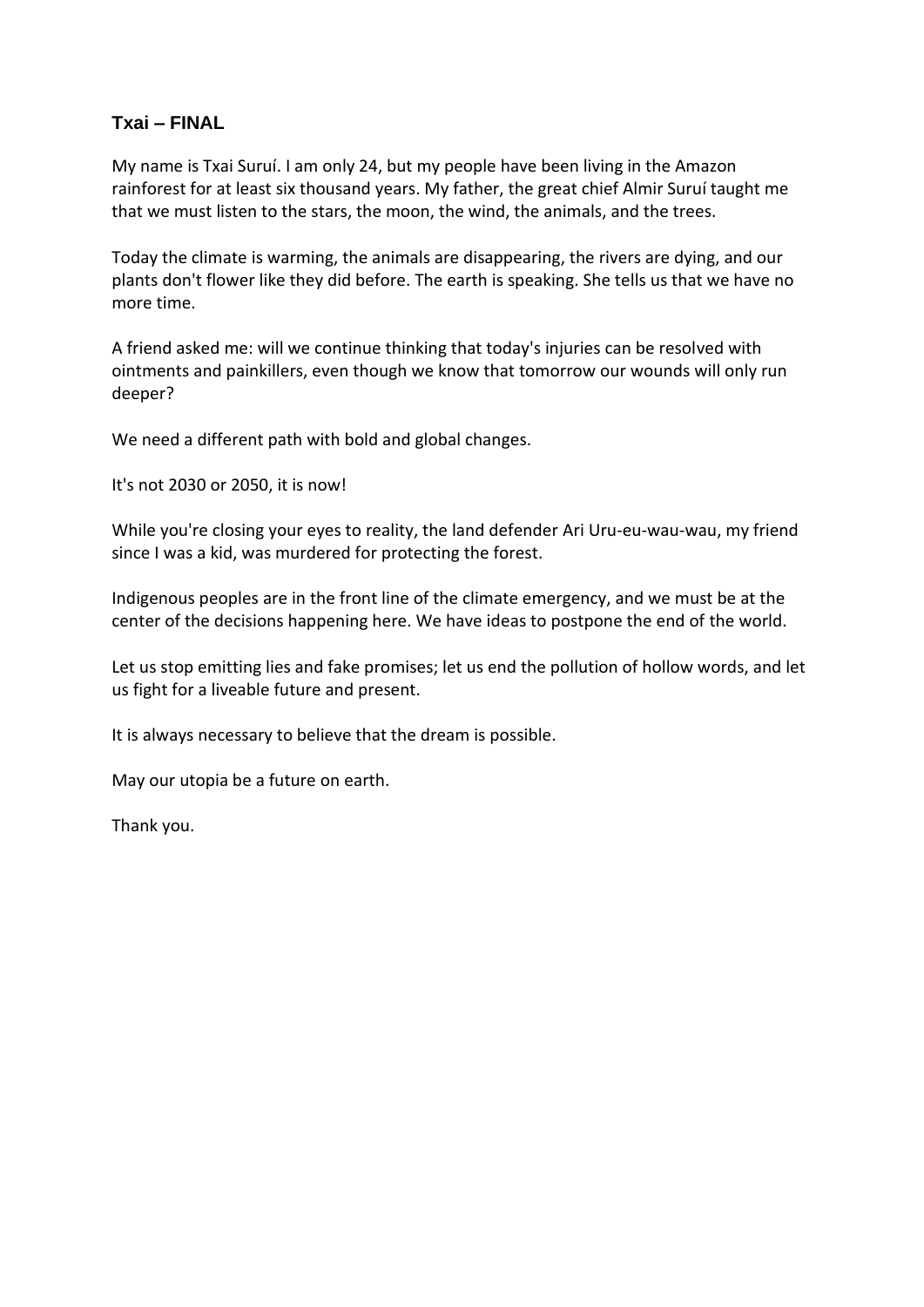### Txai – FINAL

My name is Txai Suruí. I am only 24, but my people have been living in the Amazon rainforest for at least six thousand years. My father, the great chief Almir Suruí taught me that we must listen to the stars, the moon, the wind, the animals, and the trees.

Today the climate is warming, the animals are disappearing, the rivers are dying, and our plants don't flower like they did before. The earth is speaking. She tells us that we have no more time.

A friend asked me: will we continue thinking that today's injuries can be resolved with ointments and painkillers, even though we know that tomorrow our wounds will only run deeper?

We need a different path with bold and global changes.

It's not 2030 or 2050, it is now!

While you're closing your eyes to reality, the land defender Ari Uru-eu-wau-wau, my friend since I was a kid, was murdered for protecting the forest.

Indigenous peoples are in the front line of the climate emergency, and we must be at the center of the decisions happening here. We have ideas to postpone the end of the world.

Let us stop emitting lies and fake promises; let us end the pollution of hollow words, and let us fight for a liveable future and present.

It is always necessary to believe that the dream is possible.

May our utopia be a future on earth.

Thank you.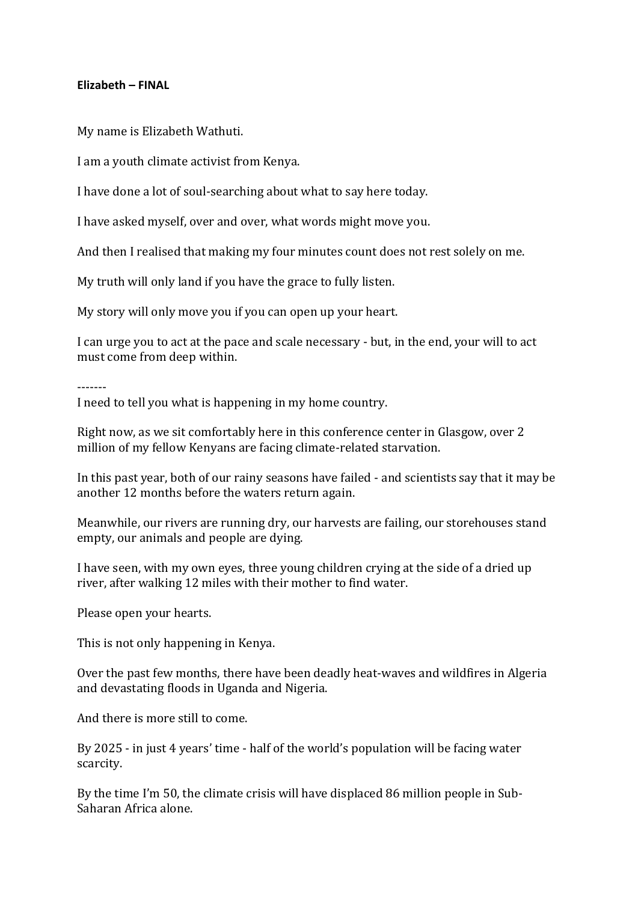**Elizabeth – FINAL**

My name is Elizabeth Wathuti.

I am a youth climate activist from Kenya.

I have done a lot of soul-searching about what to say here today.

I have asked myself, over and over, what words might move you.

And then I realised that making my four minutes count does not rest solely on me.

My truth will only land if you have the grace to fully listen.

My story will only move you if you can open up your heart.

I can urge you to act at the pace and scale necessary - but, in the end, your will to act must come from deep within.

-------

I need to tell you what is happening in my home country.

Right now, as we sit comfortably here in this conference center in Glasgow, over 2 million of my fellow Kenyans are facing climate-related starvation.

In this past year, both of our rainy seasons have failed - and scientists say that it may be another 12 months before the waters return again.

Meanwhile, our rivers are running dry, our harvests are failing, our storehouses stand empty, our animals and people are dying.

I have seen, with my own eyes, three young children crying at the side of a dried up river, after walking 12 miles with their mother to find water.

Please open your hearts.

This is not only happening in Kenya.

Over the past few months, there have been deadly heat-waves and wildfires in Algeria and devastating floods in Uganda and Nigeria.

And there is more still to come.

By 2025 - in just 4 years' time - half of the world's population will be facing water scarcity.

By the time I'm 50, the climate crisis will have displaced 86 million people in Sub-Saharan Africa alone.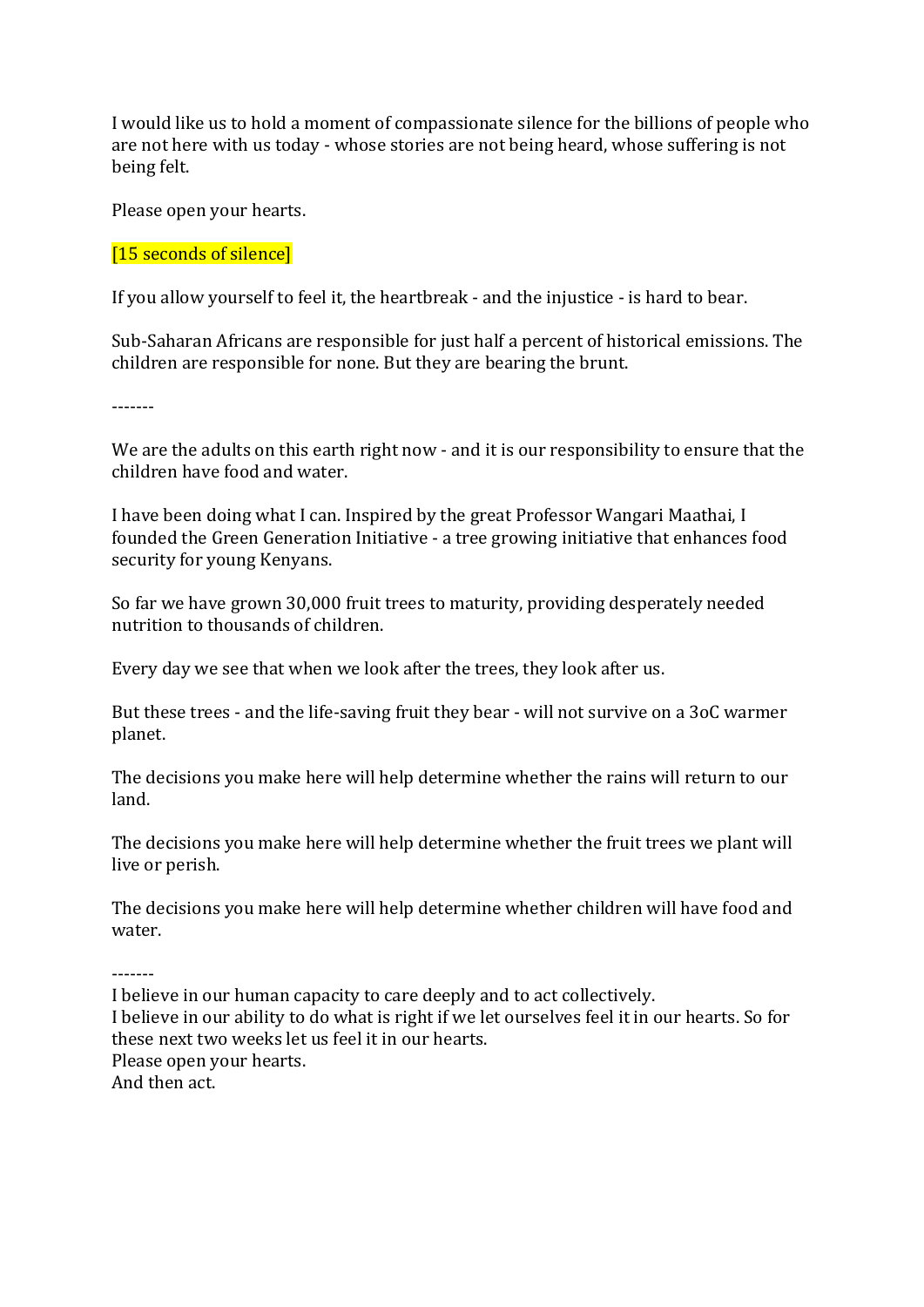I would like us to hold a moment of compassionate silence for the billions of people who are not here with us today - whose stories are not being heard, whose suffering is not being felt.

Please open your hearts.

[15 seconds of silence]

If you allow yourself to feel it, the heartbreak - and the injustice - is hard to bear.

Sub-Saharan Africans are responsible for just half a percent of historical emissions. The children are responsible for none. But they are bearing the brunt.

-------

We are the adults on this earth right now - and it is our responsibility to ensure that the children have food and water.

I have been doing what I can. Inspired by the great Professor Wangari Maathai, I founded the Green Generation Initiative - a tree growing initiative that enhances food security for young Kenyans.

So far we have grown 30,000 fruit trees to maturity, providing desperately needed nutrition to thousands of children.

Every day we see that when we look after the trees, they look after us.

But these trees - and the life-saving fruit they bear - will not survive on a 3oC warmer planet.

The decisions you make here will help determine whether the rains will return to our land.

The decisions you make here will help determine whether the fruit trees we plant will live or perish.

The decisions you make here will help determine whether children will have food and water.

-------

I believe in our human capacity to care deeply and to act collectively.
I believe in our ability to do what is right if we let ourselves feel it in our hearts. So for these next two weeks let us feel it in our hearts.
Please open your hearts.
And then act.